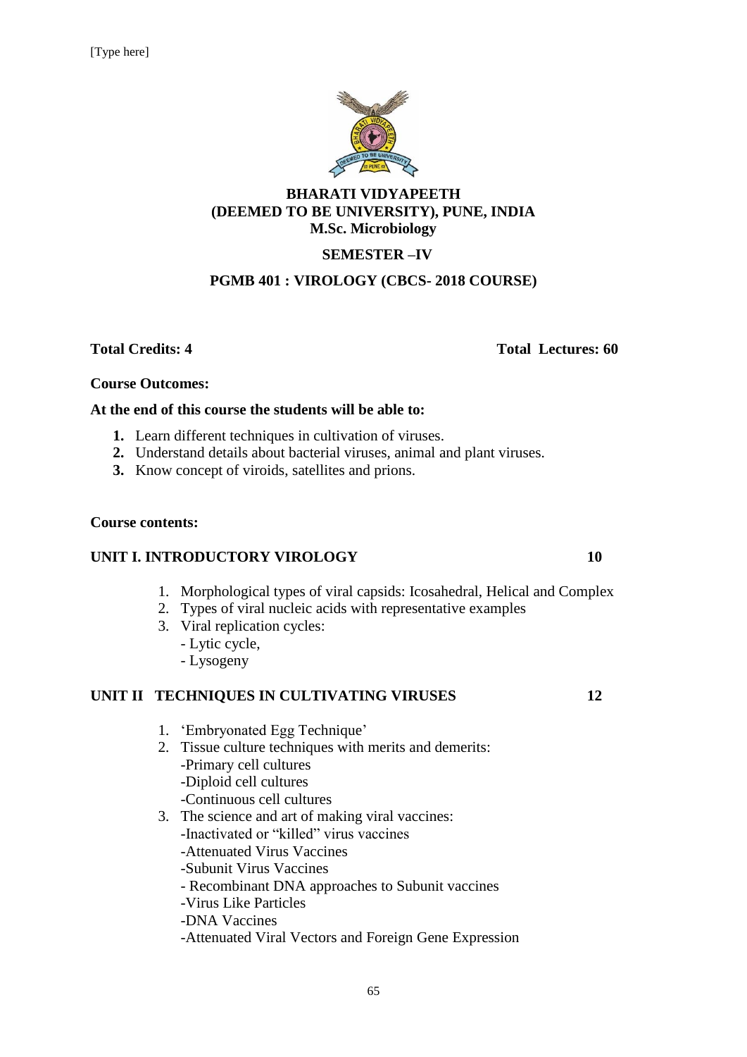[Type here]

# BHARATI VIDYAPEETH
# (DEEMED TO BE UNIVERSITY), PUNE, INDIA
## M.Sc. Microbiology

### SEMESTER –IV

### PGMB 401 : VIROLOGY (CBCS- 2018 COURSE)

**Total Credits: 4** **Total Lectures: 60**

**Course Outcomes:**

**At the end of this course the students will be able to:**

1. Learn different techniques in cultivation of viruses.
2. Understand details about bacterial viruses, animal and plant viruses.
3. Know concept of viroids, satellites and prions.

**Course contents:**

**UNIT I. INTRODUCTORY VIROLOGY** **10**

1. Morphological types of viral capsids: Icosahedral, Helical and Complex
2. Types of viral nucleic acids with representative examples
3. Viral replication cycles:
   - Lytic cycle,
   - Lysogeny

**UNIT II TECHNIQUES IN CULTIVATING VIRUSES** **12**

1. 'Embryonated Egg Technique'
2. Tissue culture techniques with merits and demerits:
   - Primary cell cultures
   - Diploid cell cultures
   - Continuous cell cultures
3. The science and art of making viral vaccines:
   - Inactivated or "killed" virus vaccines
   - Attenuated Virus Vaccines
   - Subunit Virus Vaccines
   - Recombinant DNA approaches to Subunit vaccines
   - Virus Like Particles
   - DNA Vaccines
   - Attenuated Viral Vectors and Foreign Gene Expression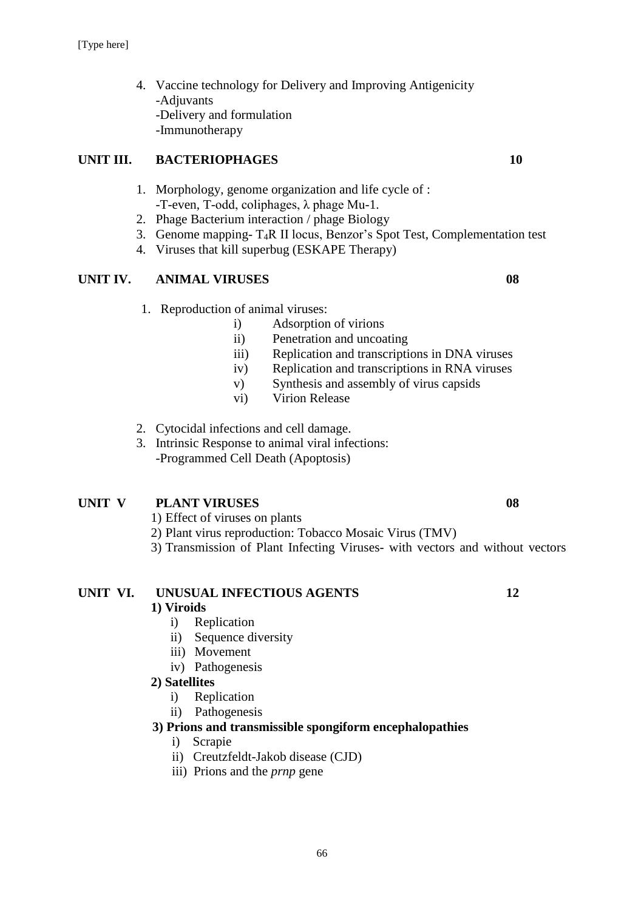4. Vaccine technology for Delivery and Improving Antigenicity
   - -Adjuvants
   - -Delivery and formulation
   - -Immunotherapy

## UNIT III. BACTERIOPHAGES 10

1. Morphology, genome organization and life cycle of :
   -T-even, T-odd, coliphages, λ phage Mu-1.
2. Phage Bacterium interaction / phage Biology
3. Genome mapping- $T_4$R II locus, Benzor's Spot Test, Complementation test
4. Viruses that kill superbug (ESKAPE Therapy)

## UNIT IV. ANIMAL VIRUSES 08

1. Reproduction of animal viruses:
   - i) Adsorption of virions
   - ii) Penetration and uncoating
   - iii) Replication and transcriptions in DNA viruses
   - iv) Replication and transcriptions in RNA viruses
   - v) Synthesis and assembly of virus capsids
   - vi) Virion Release
2. Cytocidal infections and cell damage.
3. Intrinsic Response to animal viral infections:
   -Programmed Cell Death (Apoptosis)

## UNIT V PLANT VIRUSES 08

1) Effect of viruses on plants
2) Plant virus reproduction: Tobacco Mosaic Virus (TMV)
3) Transmission of Plant Infecting Viruses- with vectors and without vectors

## UNIT VI. UNUSUAL INFECTIOUS AGENTS 12

**1) Viroids**

- i) Replication
- ii) Sequence diversity
- iii) Movement
- iv) Pathogenesis

**2) Satellites**

- i) Replication
- ii) Pathogenesis

**3) Prions and transmissible spongiform encephalopathies**

- i) Scrapie
- ii) Creutzfeldt-Jakob disease (CJD)
- iii) Prions and the *prnp* gene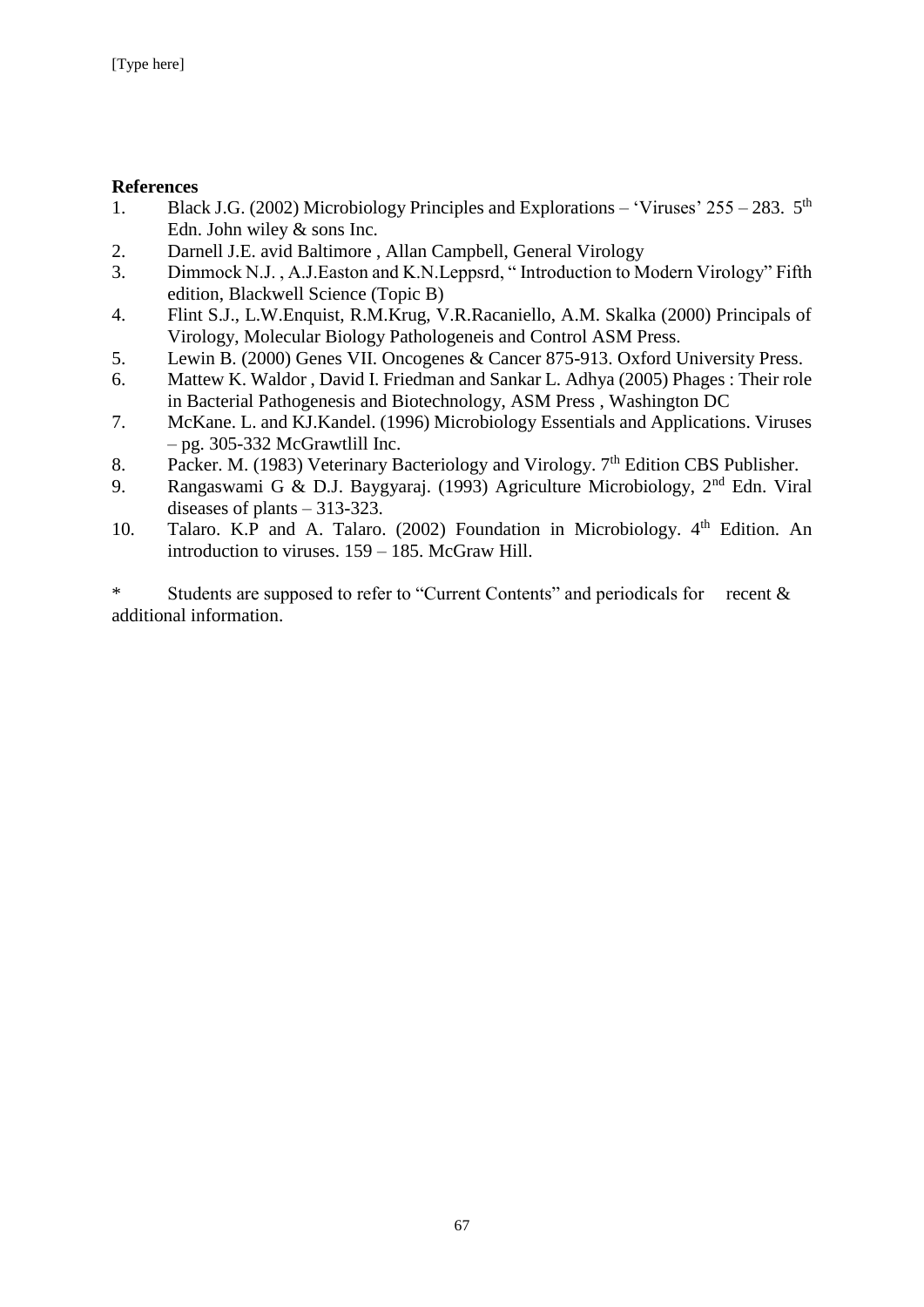**References**

1. Black J.G. (2002) Microbiology Principles and Explorations – 'Viruses' 255 – 283. 5th Edn. John wiley & sons Inc.
2. Darnell J.E. avid Baltimore , Allan Campbell, General Virology
3. Dimmock N.J. , A.J.Easton and K.N.Leppsrd, " Introduction to Modern Virology" Fifth edition, Blackwell Science (Topic B)
4. Flint S.J., L.W.Enquist, R.M.Krug, V.R.Racaniello, A.M. Skalka (2000) Principals of Virology, Molecular Biology Pathologeneis and Control ASM Press.
5. Lewin B. (2000) Genes VII. Oncogenes & Cancer 875-913. Oxford University Press.
6. Mattew K. Waldor , David I. Friedman and Sankar L. Adhya (2005) Phages : Their role in Bacterial Pathogenesis and Biotechnology, ASM Press , Washington DC
7. McKane. L. and KJ.Kandel. (1996) Microbiology Essentials and Applications. Viruses – pg. 305-332 McGrawtlill Inc.
8. Packer. M. (1983) Veterinary Bacteriology and Virology. 7th Edition CBS Publisher.
9. Rangaswami G & D.J. Baygyaraj. (1993) Agriculture Microbiology, 2nd Edn. Viral diseases of plants – 313-323.
10. Talaro. K.P and A. Talaro. (2002) Foundation in Microbiology. 4th Edition. An introduction to viruses. 159 – 185. McGraw Hill.

* Students are supposed to refer to "Current Contents" and periodicals for recent & additional information.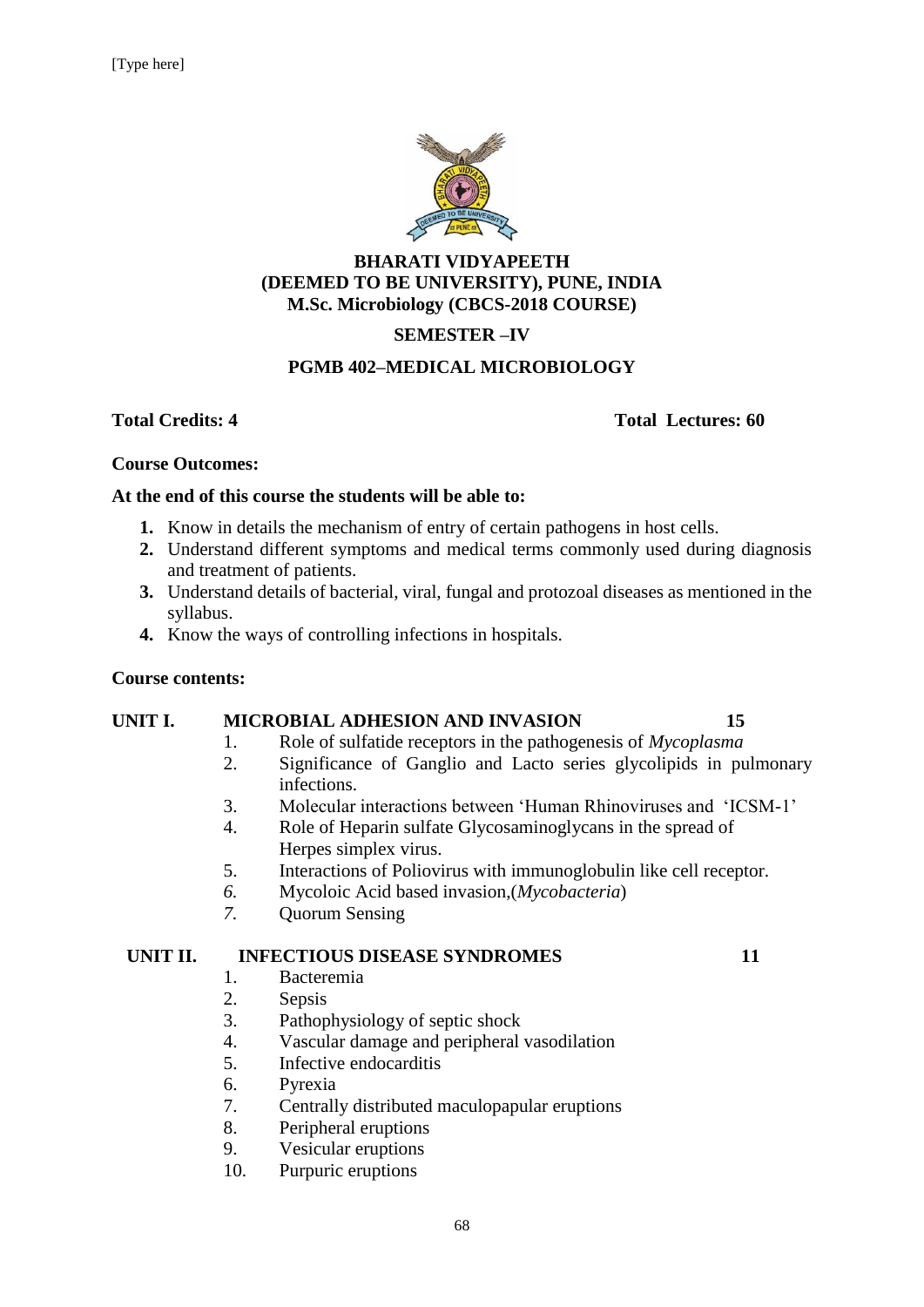**BHARATI VIDYAPEETH**
**(DEEMED TO BE UNIVERSITY), PUNE, INDIA**
**M.Sc. Microbiology (CBCS-2018 COURSE)**

**SEMESTER –IV**

**PGMB 402–MEDICAL MICROBIOLOGY**

**Total Credits: 4** **Total Lectures: 60**

**Course Outcomes:**

**At the end of this course the students will be able to:**

1. Know in details the mechanism of entry of certain pathogens in host cells.
2. Understand different symptoms and medical terms commonly used during diagnosis and treatment of patients.
3. Understand details of bacterial, viral, fungal and protozoal diseases as mentioned in the syllabus.
4. Know the ways of controlling infections in hospitals.

**Course contents:**

**UNIT I. MICROBIAL ADHESION AND INVASION 15**

1. Role of sulfatide receptors in the pathogenesis of *Mycoplasma*
2. Significance of Ganglio and Lacto series glycolipids in pulmonary infections.
3. Molecular interactions between 'Human Rhinoviruses and 'ICSM-1'
4. Role of Heparin sulfate Glycosaminoglycans in the spread of Herpes simplex virus.
5. Interactions of Poliovirus with immunoglobulin like cell receptor.
6. Mycoloic Acid based invasion,(*Mycobacteria*)
7. Quorum Sensing

**UNIT II. INFECTIOUS DISEASE SYNDROMES 11**

1. Bacteremia
2. Sepsis
3. Pathophysiology of septic shock
4. Vascular damage and peripheral vasodilation
5. Infective endocarditis
6. Pyrexia
7. Centrally distributed maculopapular eruptions
8. Peripheral eruptions
9. Vesicular eruptions
10. Purpuric eruptions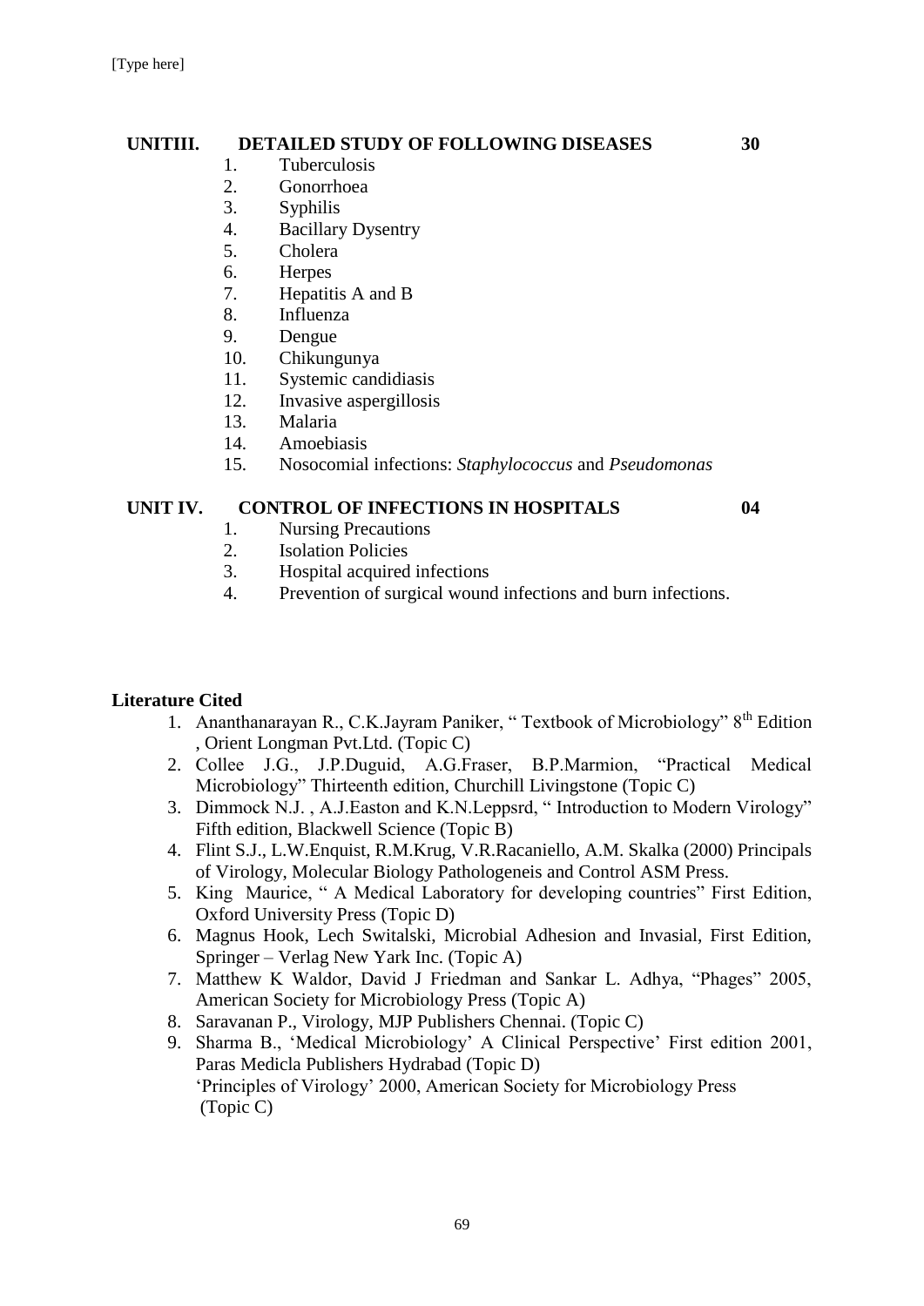## UNITIII. DETAILED STUDY OF FOLLOWING DISEASES 30

1. Tuberculosis
2. Gonorrhoea
3. Syphilis
4. Bacillary Dysentry
5. Cholera
6. Herpes
7. Hepatitis A and B
8. Influenza
9. Dengue
10. Chikungunya
11. Systemic candidiasis
12. Invasive aspergillosis
13. Malaria
14. Amoebiasis
15. Nosocomial infections: *Staphylococcus* and *Pseudomonas*

## UNIT IV. CONTROL OF INFECTIONS IN HOSPITALS 04

1. Nursing Precautions
2. Isolation Policies
3. Hospital acquired infections
4. Prevention of surgical wound infections and burn infections.

**Literature Cited**

1. Ananthanarayan R., C.K.Jayram Paniker, " Textbook of Microbiology" 8th Edition , Orient Longman Pvt.Ltd. (Topic C)
2. Collee J.G., J.P.Duguid, A.G.Fraser, B.P.Marmion, "Practical Medical Microbiology" Thirteenth edition, Churchill Livingstone (Topic C)
3. Dimmock N.J. , A.J.Easton and K.N.Leppsrd, " Introduction to Modern Virology" Fifth edition, Blackwell Science (Topic B)
4. Flint S.J., L.W.Enquist, R.M.Krug, V.R.Racaniello, A.M. Skalka (2000) Principals of Virology, Molecular Biology Pathologeneis and Control ASM Press.
5. King Maurice, " A Medical Laboratory for developing countries" First Edition, Oxford University Press (Topic D)
6. Magnus Hook, Lech Switalski, Microbial Adhesion and Invasial, First Edition, Springer – Verlag New Yark Inc. (Topic A)
7. Matthew K Waldor, David J Friedman and Sankar L. Adhya, "Phages" 2005, American Society for Microbiology Press (Topic A)
8. Saravanan P., Virology, MJP Publishers Chennai. (Topic C)
9. Sharma B., 'Medical Microbiology' A Clinical Perspective' First edition 2001, Paras Medicla Publishers Hydrabad (Topic D)
   'Principles of Virology' 2000, American Society for Microbiology Press (Topic C)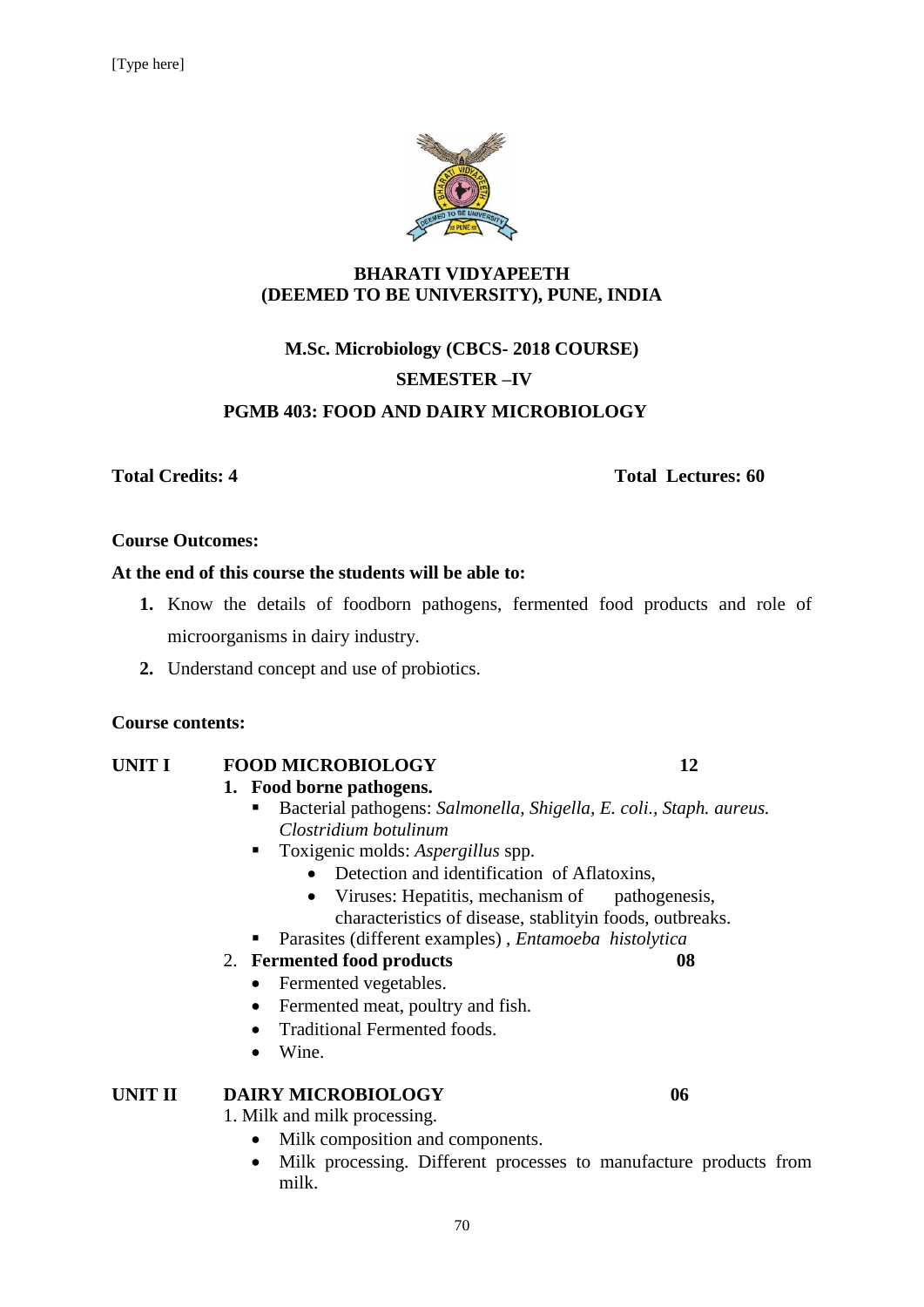**BHARATI VIDYAPEETH**
**(DEEMED TO BE UNIVERSITY), PUNE, INDIA**

**M.Sc. Microbiology (CBCS- 2018 COURSE)**

**SEMESTER –IV**

**PGMB 403: FOOD AND DAIRY MICROBIOLOGY**

**Total Credits: 4** **Total Lectures: 60**

**Course Outcomes:**

**At the end of this course the students will be able to:**

1. Know the details of foodborn pathogens, fermented food products and role of microorganisms in dairy industry.
2. Understand concept and use of probiotics.

**Course contents:**

**UNIT I FOOD MICROBIOLOGY 12**

1. **Food borne pathogens.**
   - Bacterial pathogens: *Salmonella, Shigella, E. coli., Staph. aureus. Clostridium botulinum*
   - Toxigenic molds: *Aspergillus* spp.
     - Detection and identification of Aflatoxins,
     - Viruses: Hepatitis, mechanism of pathogenesis, characteristics of disease, stablityin foods, outbreaks.
   - Parasites (different examples) , *Entamoeba histolytica*

2. **Fermented food products 08**
   - Fermented vegetables.
   - Fermented meat, poultry and fish.
   - Traditional Fermented foods.
   - Wine.

**UNIT II DAIRY MICROBIOLOGY 06**

1. Milk and milk processing.
   - Milk composition and components.
   - Milk processing. Different processes to manufacture products from milk.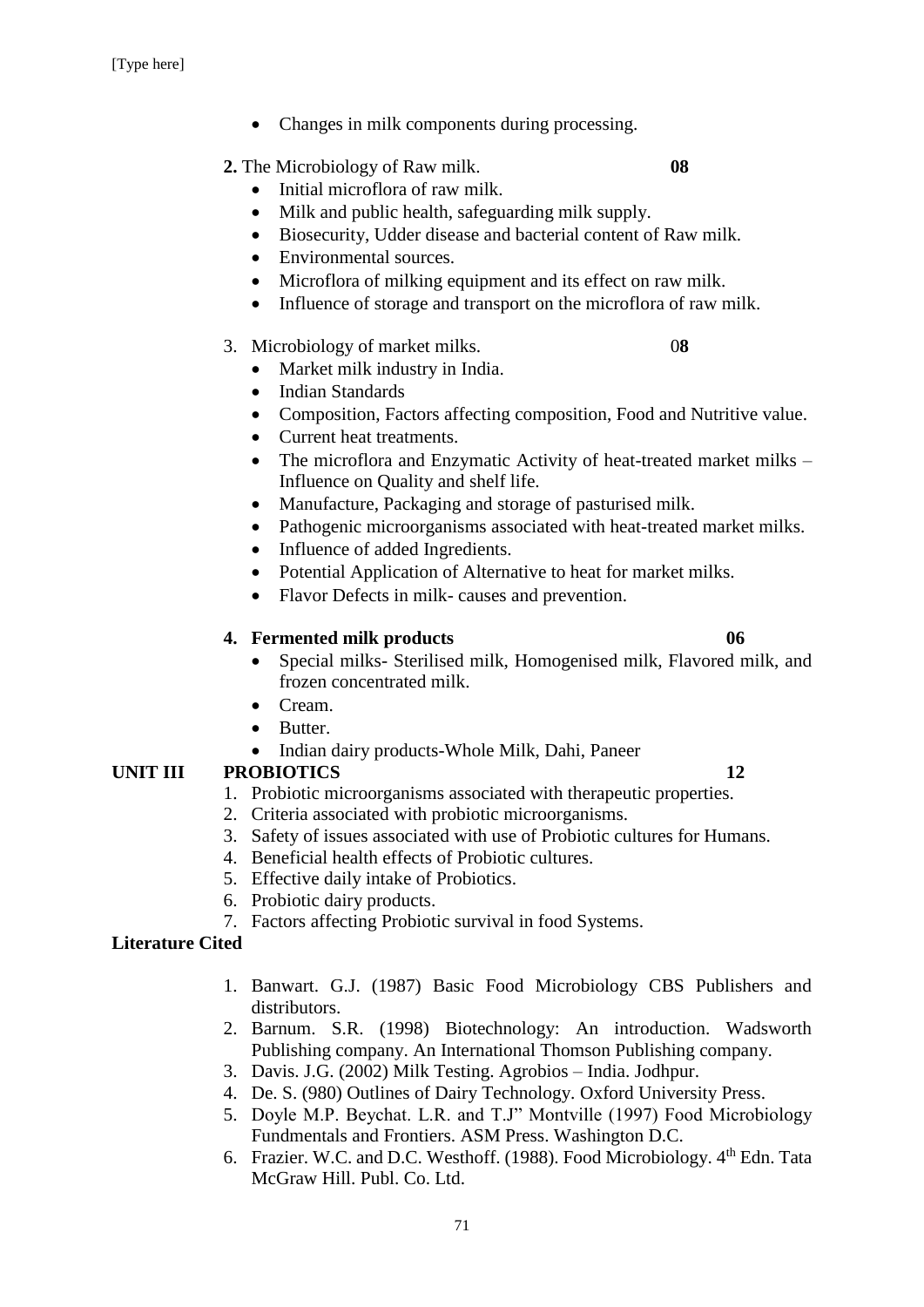- Changes in milk components during processing.

**2.** The Microbiology of Raw milk. **08**

- Initial microflora of raw milk.
- Milk and public health, safeguarding milk supply.
- Biosecurity, Udder disease and bacterial content of Raw milk.
- Environmental sources.
- Microflora of milking equipment and its effect on raw milk.
- Influence of storage and transport on the microflora of raw milk.

3. Microbiology of market milks. 0**8**

- Market milk industry in India.
- Indian Standards
- Composition, Factors affecting composition, Food and Nutritive value.
- Current heat treatments.
- The microflora and Enzymatic Activity of heat-treated market milks – Influence on Quality and shelf life.
- Manufacture, Packaging and storage of pasturised milk.
- Pathogenic microorganisms associated with heat-treated market milks.
- Influence of added Ingredients.
- Potential Application of Alternative to heat for market milks.
- Flavor Defects in milk- causes and prevention.

**4. Fermented milk products** **06**

- Special milks- Sterilised milk, Homogenised milk, Flavored milk, and frozen concentrated milk.
- Cream.
- Butter.
- Indian dairy products-Whole Milk, Dahi, Paneer

**UNIT III PROBIOTICS** **12**

1. Probiotic microorganisms associated with therapeutic properties.
2. Criteria associated with probiotic microorganisms.
3. Safety of issues associated with use of Probiotic cultures for Humans.
4. Beneficial health effects of Probiotic cultures.
5. Effective daily intake of Probiotics.
6. Probiotic dairy products.
7. Factors affecting Probiotic survival in food Systems.

**Literature Cited**

1. Banwart. G.J. (1987) Basic Food Microbiology CBS Publishers and distributors.
2. Barnum. S.R. (1998) Biotechnology: An introduction. Wadsworth Publishing company. An International Thomson Publishing company.
3. Davis. J.G. (2002) Milk Testing. Agrobios – India. Jodhpur.
4. De. S. (980) Outlines of Dairy Technology. Oxford University Press.
5. Doyle M.P. Beychat. L.R. and T.J" Montville (1997) Food Microbiology Fundmentals and Frontiers. ASM Press. Washington D.C.
6. Frazier. W.C. and D.C. Westhoff. (1988). Food Microbiology. 4th Edn. Tata McGraw Hill. Publ. Co. Ltd.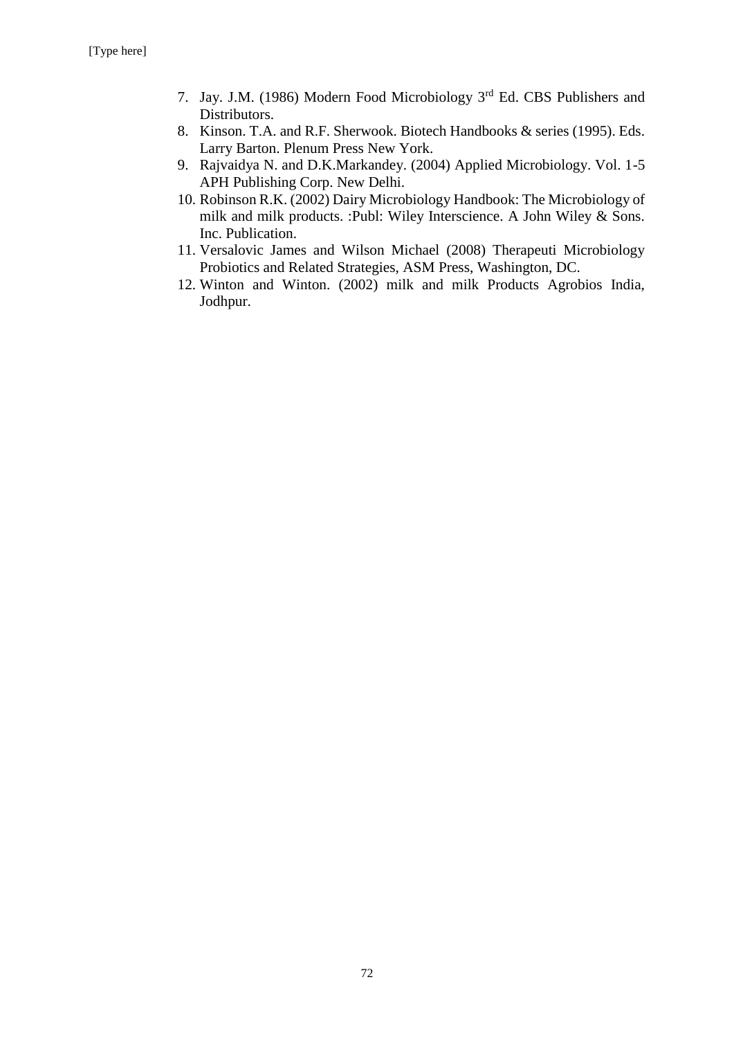7. Jay. J.M. (1986) Modern Food Microbiology 3rd Ed. CBS Publishers and Distributors.
8. Kinson. T.A. and R.F. Sherwook. Biotech Handbooks & series (1995). Eds. Larry Barton. Plenum Press New York.
9. Rajvaidya N. and D.K.Markandey. (2004) Applied Microbiology. Vol. 1-5 APH Publishing Corp. New Delhi.
10. Robinson R.K. (2002) Dairy Microbiology Handbook: The Microbiology of milk and milk products. :Publ: Wiley Interscience. A John Wiley & Sons. Inc. Publication.
11. Versalovic James and Wilson Michael (2008) Therapeuti Microbiology Probiotics and Related Strategies, ASM Press, Washington, DC.
12. Winton and Winton. (2002) milk and milk Products Agrobios India, Jodhpur.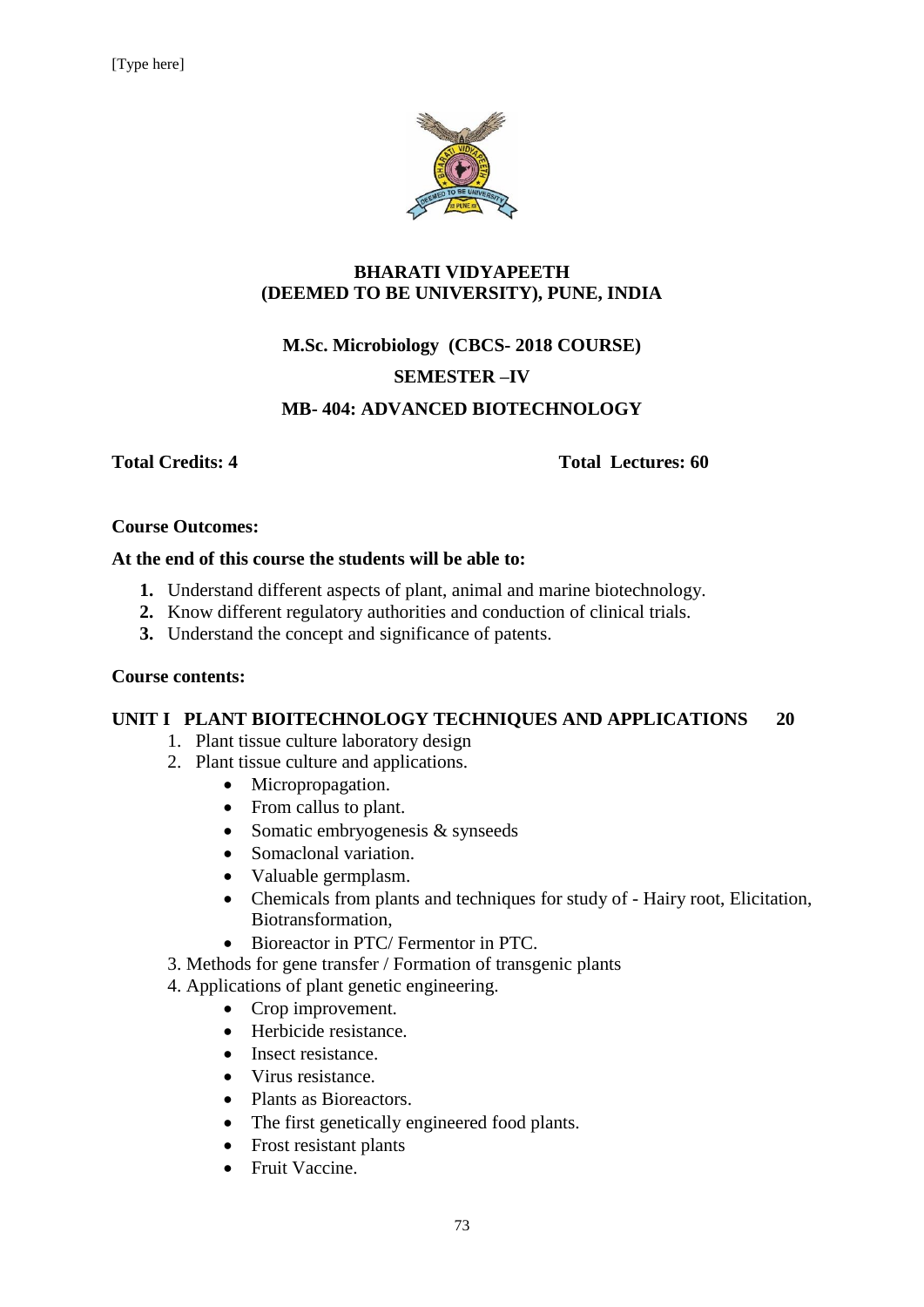**BHARATI VIDYAPEETH**
**(DEEMED TO BE UNIVERSITY), PUNE, INDIA**

**M.Sc. Microbiology (CBCS- 2018 COURSE)**

**SEMESTER –IV**

**MB- 404: ADVANCED BIOTECHNOLOGY**

**Total Credits: 4** **Total Lectures: 60**

**Course Outcomes:**

**At the end of this course the students will be able to:**

1. Understand different aspects of plant, animal and marine biotechnology.
2. Know different regulatory authorities and conduction of clinical trials.
3. Understand the concept and significance of patents.

**Course contents:**

**UNIT I PLANT BIOITECHNOLOGY TECHNIQUES AND APPLICATIONS 20**

1. Plant tissue culture laboratory design
2. Plant tissue culture and applications.
   - Micropropagation.
   - From callus to plant.
   - Somatic embryogenesis & synseeds
   - Somaclonal variation.
   - Valuable germplasm.
   - Chemicals from plants and techniques for study of - Hairy root, Elicitation, Biotransformation,
   - Bioreactor in PTC/ Fermentor in PTC.
3. Methods for gene transfer / Formation of transgenic plants
4. Applications of plant genetic engineering.
   - Crop improvement.
   - Herbicide resistance.
   - Insect resistance.
   - Virus resistance.
   - Plants as Bioreactors.
   - The first genetically engineered food plants.
   - Frost resistant plants
   - Fruit Vaccine.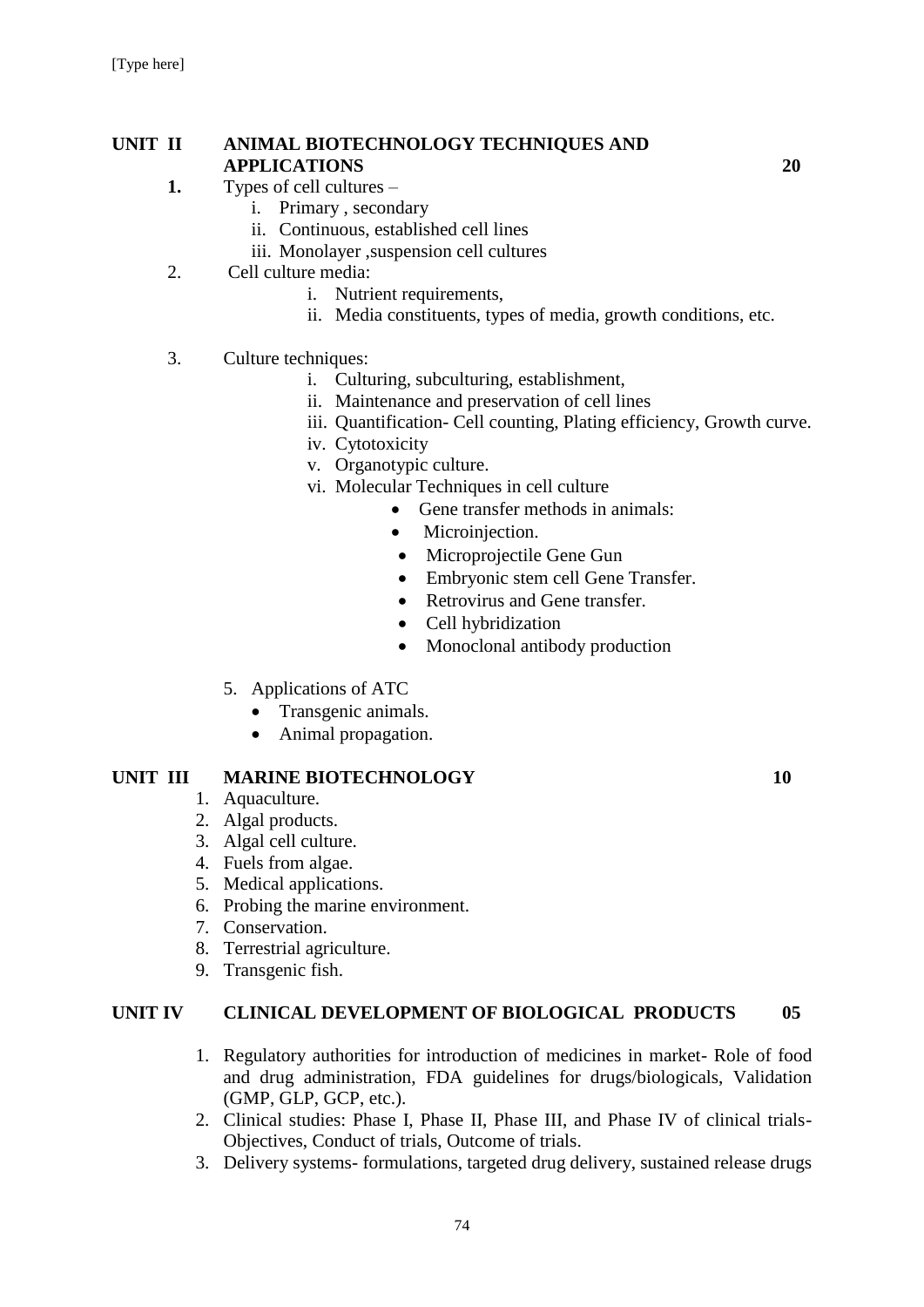## UNIT II ANIMAL BIOTECHNOLOGY TECHNIQUES AND APPLICATIONS 20

1. Types of cell cultures –
   i. Primary , secondary
   ii. Continuous, established cell lines
   iii. Monolayer ,suspension cell cultures
2. Cell culture media:
   i. Nutrient requirements,
   ii. Media constituents, types of media, growth conditions, etc.
3. Culture techniques:
   i. Culturing, subculturing, establishment,
   ii. Maintenance and preservation of cell lines
   iii. Quantification- Cell counting, Plating efficiency, Growth curve.
   iv. Cytotoxicity
   v. Organotypic culture.
   vi. Molecular Techniques in cell culture
      - Gene transfer methods in animals:
      - Microinjection.
      - Microprojectile Gene Gun
      - Embryonic stem cell Gene Transfer.
      - Retrovirus and Gene transfer.
      - Cell hybridization
      - Monoclonal antibody production

5. Applications of ATC
   - Transgenic animals.
   - Animal propagation.

## UNIT III MARINE BIOTECHNOLOGY 10

1. Aquaculture.
2. Algal products.
3. Algal cell culture.
4. Fuels from algae.
5. Medical applications.
6. Probing the marine environment.
7. Conservation.
8. Terrestrial agriculture.
9. Transgenic fish.

## UNIT IV CLINICAL DEVELOPMENT OF BIOLOGICAL PRODUCTS 05

1. Regulatory authorities for introduction of medicines in market- Role of food and drug administration, FDA guidelines for drugs/biologicals, Validation (GMP, GLP, GCP, etc.).
2. Clinical studies: Phase I, Phase II, Phase III, and Phase IV of clinical trials- Objectives, Conduct of trials, Outcome of trials.
3. Delivery systems- formulations, targeted drug delivery, sustained release drugs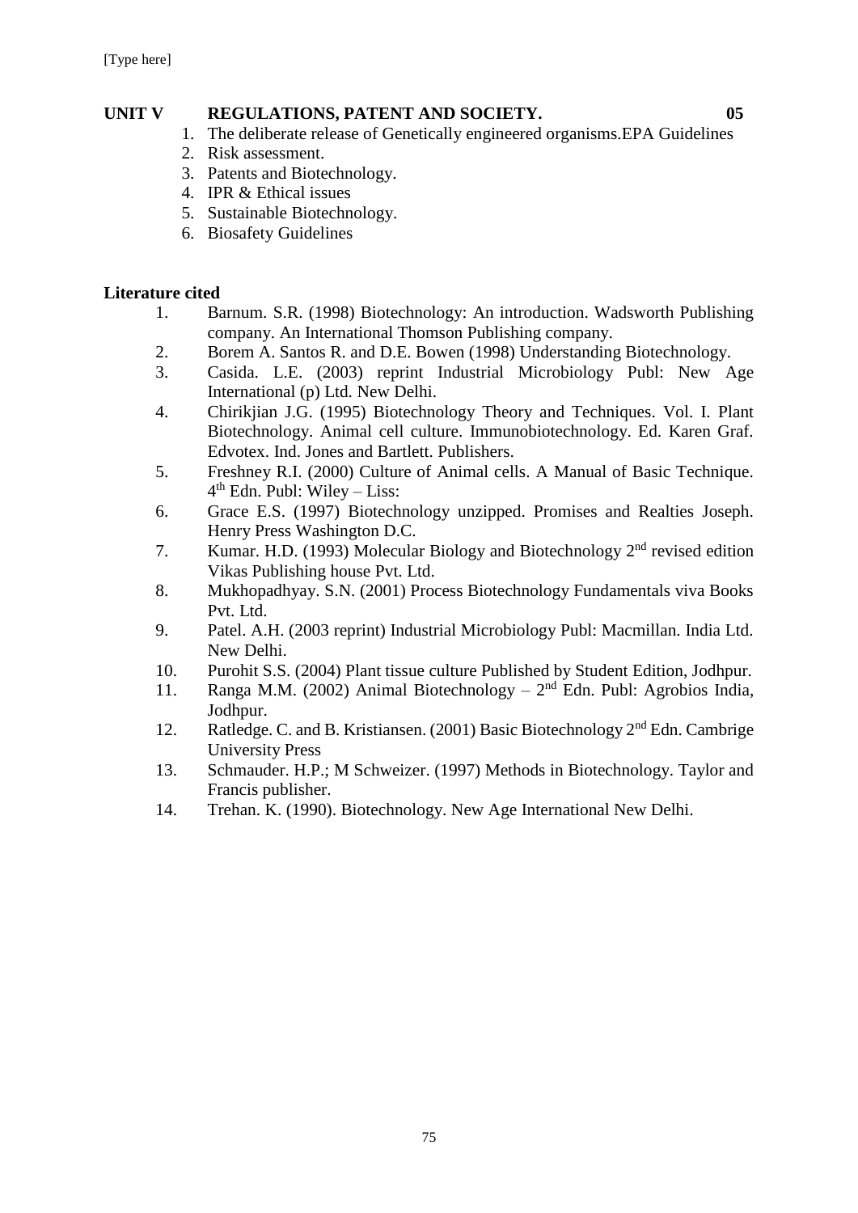**UNIT V REGULATIONS, PATENT AND SOCIETY. 05**

1. The deliberate release of Genetically engineered organisms.EPA Guidelines
2. Risk assessment.
3. Patents and Biotechnology.
4. IPR & Ethical issues
5. Sustainable Biotechnology.
6. Biosafety Guidelines

**Literature cited**

1. Barnum. S.R. (1998) Biotechnology: An introduction. Wadsworth Publishing company. An International Thomson Publishing company.
2. Borem A. Santos R. and D.E. Bowen (1998) Understanding Biotechnology.
3. Casida. L.E. (2003) reprint Industrial Microbiology Publ: New Age International (p) Ltd. New Delhi.
4. Chirikjian J.G. (1995) Biotechnology Theory and Techniques. Vol. I. Plant Biotechnology. Animal cell culture. Immunobiotechnology. Ed. Karen Graf. Edvotex. Ind. Jones and Bartlett. Publishers.
5. Freshney R.I. (2000) Culture of Animal cells. A Manual of Basic Technique. 4th Edn. Publ: Wiley – Liss:
6. Grace E.S. (1997) Biotechnology unzipped. Promises and Realties Joseph. Henry Press Washington D.C.
7. Kumar. H.D. (1993) Molecular Biology and Biotechnology 2nd revised edition Vikas Publishing house Pvt. Ltd.
8. Mukhopadhyay. S.N. (2001) Process Biotechnology Fundamentals viva Books Pvt. Ltd.
9. Patel. A.H. (2003 reprint) Industrial Microbiology Publ: Macmillan. India Ltd. New Delhi.
10. Purohit S.S. (2004) Plant tissue culture Published by Student Edition, Jodhpur.
11. Ranga M.M. (2002) Animal Biotechnology – 2nd Edn. Publ: Agrobios India, Jodhpur.
12. Ratledge. C. and B. Kristiansen. (2001) Basic Biotechnology 2nd Edn. Cambrige University Press
13. Schmauder. H.P.; M Schweizer. (1997) Methods in Biotechnology. Taylor and Francis publisher.
14. Trehan. K. (1990). Biotechnology. New Age International New Delhi.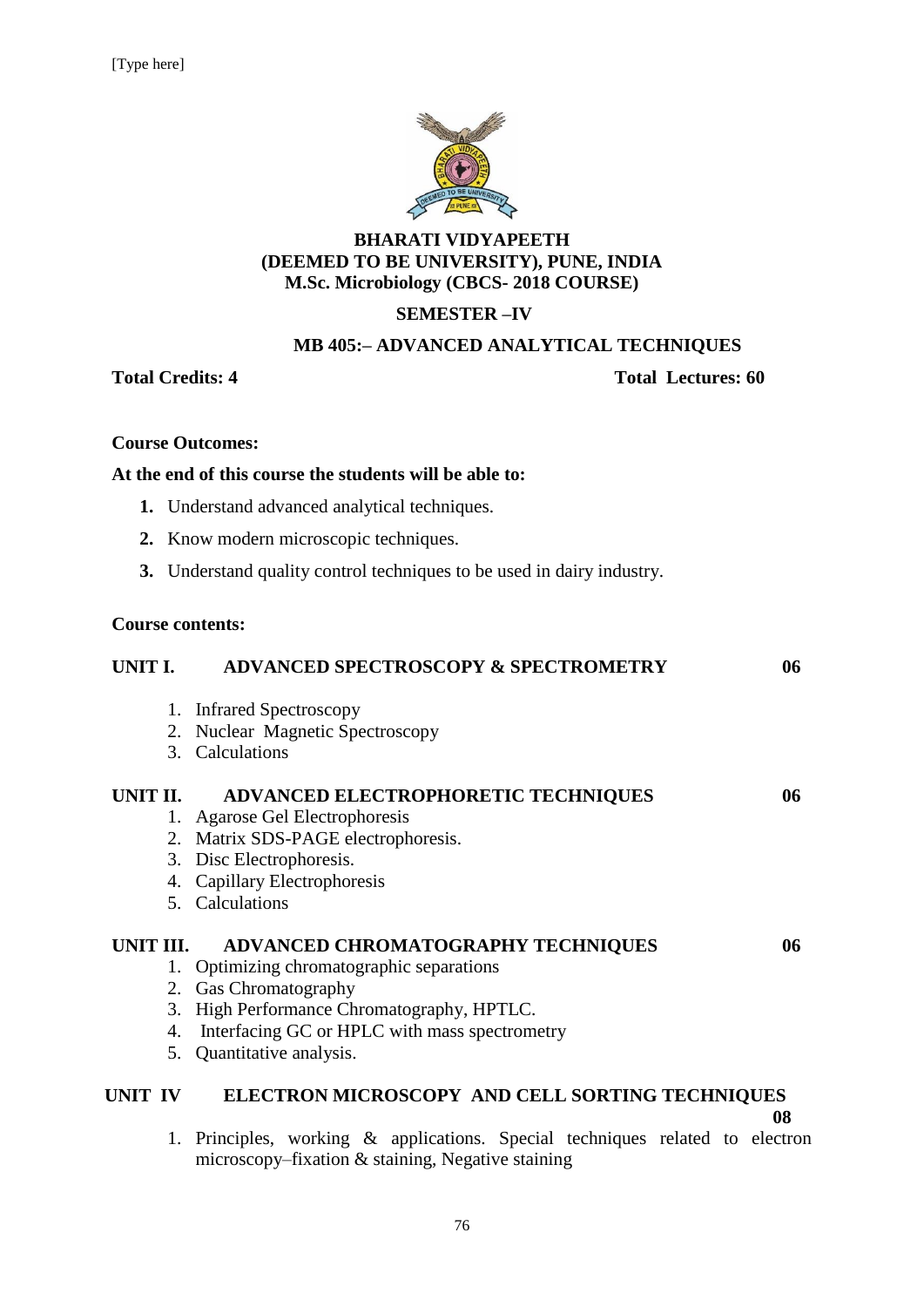**BHARATI VIDYAPEETH**
**(DEEMED TO BE UNIVERSITY), PUNE, INDIA**
**M.Sc. Microbiology (CBCS- 2018 COURSE)**

**SEMESTER –IV**

**MB 405:– ADVANCED ANALYTICAL TECHNIQUES**

**Total Credits: 4** **Total Lectures: 60**

**Course Outcomes:**

**At the end of this course the students will be able to:**

1. Understand advanced analytical techniques.
2. Know modern microscopic techniques.
3. Understand quality control techniques to be used in dairy industry.

**Course contents:**

**UNIT I. ADVANCED SPECTROSCOPY & SPECTROMETRY 06**

1. Infrared Spectroscopy
2. Nuclear Magnetic Spectroscopy
3. Calculations

**UNIT II. ADVANCED ELECTROPHORETIC TECHNIQUES 06**

1. Agarose Gel Electrophoresis
2. Matrix SDS-PAGE electrophoresis.
3. Disc Electrophoresis.
4. Capillary Electrophoresis
5. Calculations

**UNIT III. ADVANCED CHROMATOGRAPHY TECHNIQUES 06**

1. Optimizing chromatographic separations
2. Gas Chromatography
3. High Performance Chromatography, HPTLC.
4. Interfacing GC or HPLC with mass spectrometry
5. Quantitative analysis.

**UNIT IV ELECTRON MICROSCOPY AND CELL SORTING TECHNIQUES 08**

1. Principles, working & applications. Special techniques related to electron microscopy–fixation & staining, Negative staining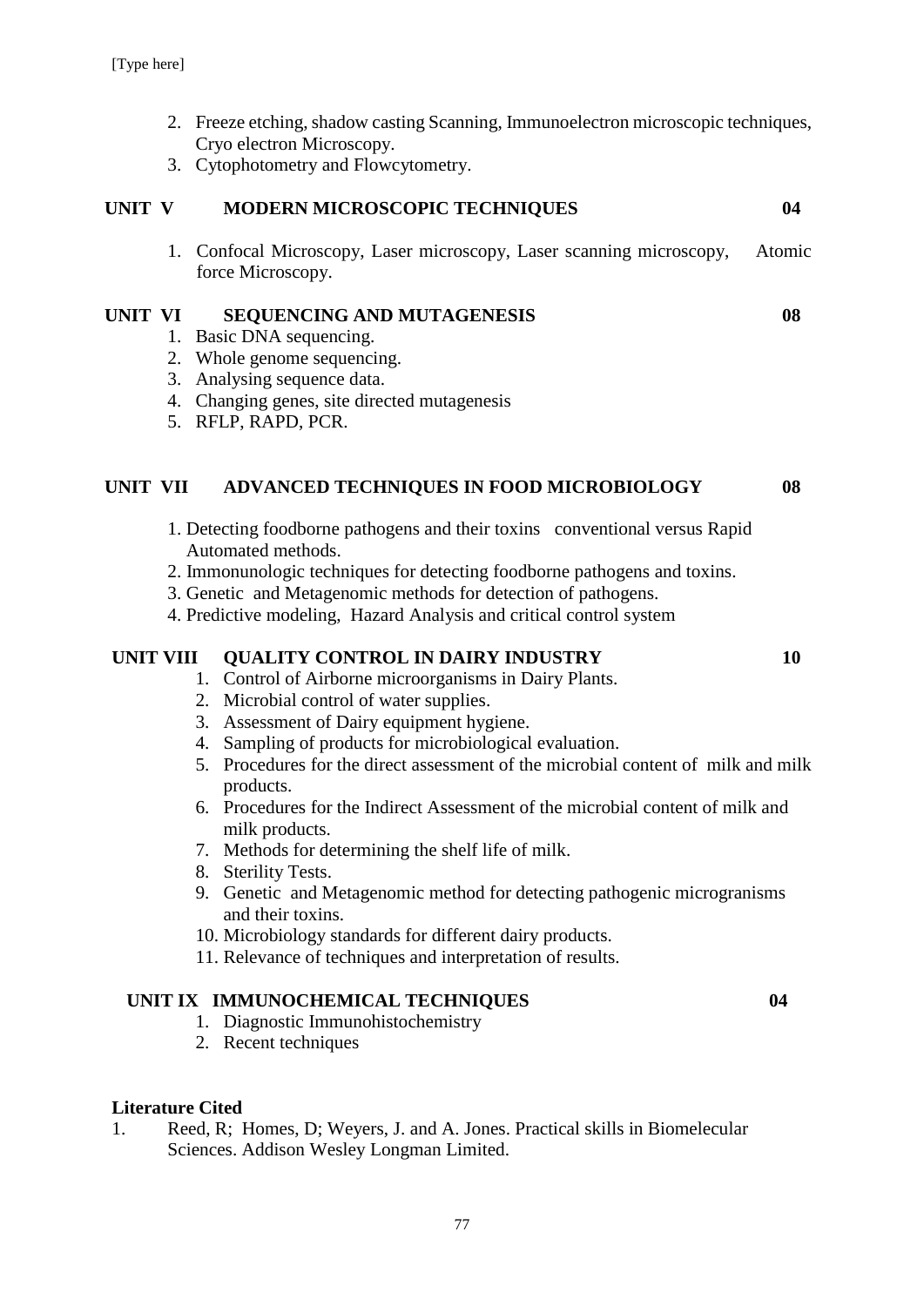2. Freeze etching, shadow casting Scanning, Immunoelectron microscopic techniques, Cryo electron Microscopy.
3. Cytophotometry and Flowcytometry.

**UNIT V MODERN MICROSCOPIC TECHNIQUES 04**

1. Confocal Microscopy, Laser microscopy, Laser scanning microscopy, Atomic force Microscopy.

**UNIT VI SEQUENCING AND MUTAGENESIS 08**

1. Basic DNA sequencing.
2. Whole genome sequencing.
3. Analysing sequence data.
4. Changing genes, site directed mutagenesis
5. RFLP, RAPD, PCR.

**UNIT VII ADVANCED TECHNIQUES IN FOOD MICROBIOLOGY 08**

1. Detecting foodborne pathogens and their toxins conventional versus Rapid Automated methods.
2. Immonunologic techniques for detecting foodborne pathogens and toxins.
3. Genetic and Metagenomic methods for detection of pathogens.
4. Predictive modeling, Hazard Analysis and critical control system

**UNIT VIII QUALITY CONTROL IN DAIRY INDUSTRY 10**

1. Control of Airborne microorganisms in Dairy Plants.
2. Microbial control of water supplies.
3. Assessment of Dairy equipment hygiene.
4. Sampling of products for microbiological evaluation.
5. Procedures for the direct assessment of the microbial content of milk and milk products.
6. Procedures for the Indirect Assessment of the microbial content of milk and milk products.
7. Methods for determining the shelf life of milk.
8. Sterility Tests.
9. Genetic and Metagenomic method for detecting pathogenic micrgranisms and their toxins.
10. Microbiology standards for different dairy products.
11. Relevance of techniques and interpretation of results.

**UNIT IX IMMUNOCHEMICAL TECHNIQUES 04**

1. Diagnostic Immunohistochemistry
2. Recent techniques

**Literature Cited**

1. Reed, R; Homes, D; Weyers, J. and A. Jones. Practical skills in Biomelecular Sciences. Addison Wesley Longman Limited.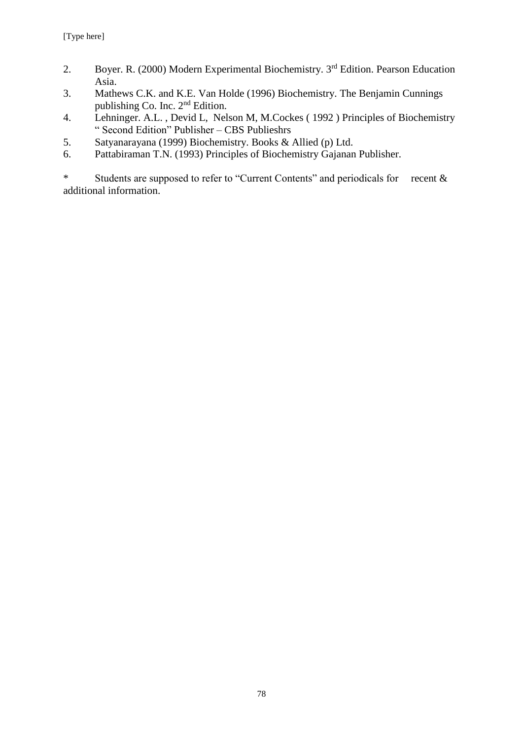2. Boyer. R. (2000) Modern Experimental Biochemistry. 3rd Edition. Pearson Education Asia.
3. Mathews C.K. and K.E. Van Holde (1996) Biochemistry. The Benjamin Cunnings publishing Co. Inc. 2nd Edition.
4. Lehninger. A.L. , Devid L, Nelson M, M.Cockes ( 1992 ) Principles of Biochemistry " Second Edition" Publisher – CBS Publieshrs
5. Satyanarayana (1999) Biochemistry. Books & Allied (p) Ltd.
6. Pattabiraman T.N. (1993) Principles of Biochemistry Gajanan Publisher.

* Students are supposed to refer to "Current Contents" and periodicals for recent & additional information.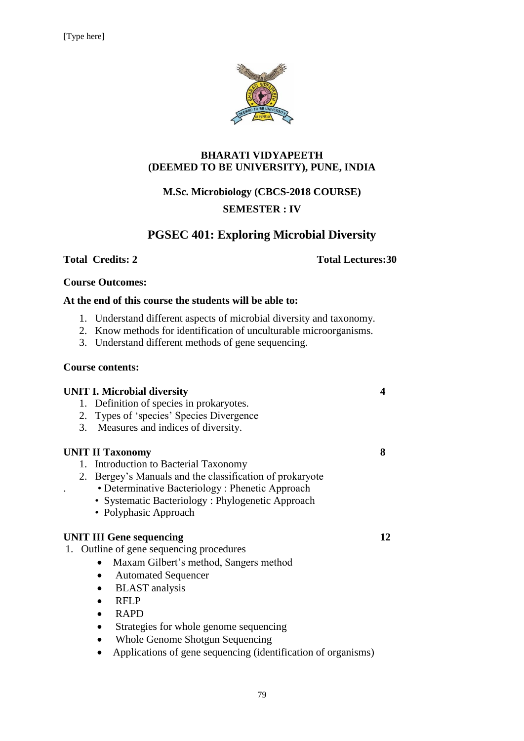**BHARATI VIDYAPEETH**
**(DEEMED TO BE UNIVERSITY), PUNE, INDIA**

**M.Sc. Microbiology (CBCS-2018 COURSE)**

**SEMESTER : IV**

# PGSEC 401: Exploring Microbial Diversity

**Total Credits: 2** **Total Lectures:30**

**Course Outcomes:**

**At the end of this course the students will be able to:**

1. Understand different aspects of microbial diversity and taxonomy.
2. Know methods for identification of unculturable microorganisms.
3. Understand different methods of gene sequencing.

**Course contents:**

**UNIT I. Microbial diversity** **4**

1. Definition of species in prokaryotes.
2. Types of 'species' Species Divergence
3. Measures and indices of diversity.

**UNIT II Taxonomy** **8**

1. Introduction to Bacterial Taxonomy
2. Bergey's Manuals and the classification of prokaryote
   - Determinative Bacteriology : Phenetic Approach
   - Systematic Bacteriology : Phylogenetic Approach
   - Polyphasic Approach

**UNIT III Gene sequencing** **12**

1. Outline of gene sequencing procedures
   - Maxam Gilbert's method, Sangers method
   - Automated Sequencer
   - BLAST analysis
   - RFLP
   - RAPD
   - Strategies for whole genome sequencing
   - Whole Genome Shotgun Sequencing
   - Applications of gene sequencing (identification of organisms)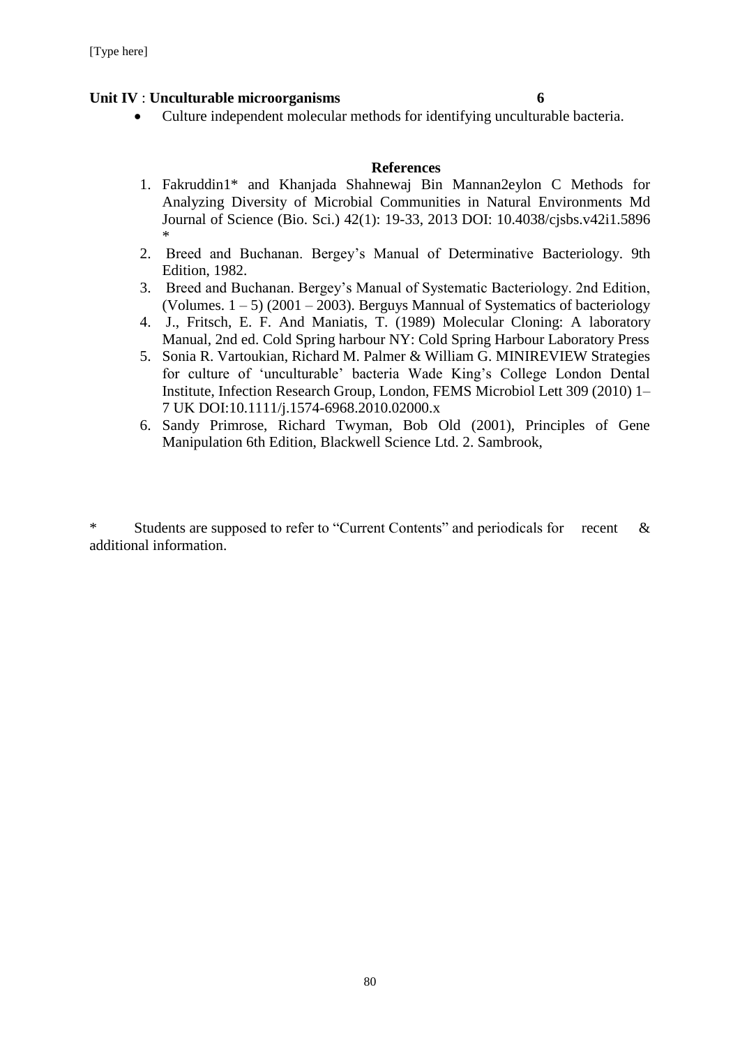**Unit IV** : **Unculturable microorganisms** 6

- Culture independent molecular methods for identifying unculturable bacteria.

**References**

1. Fakruddin1* and Khanjada Shahnewaj Bin Mannan2eylon C Methods for Analyzing Diversity of Microbial Communities in Natural Environments Md Journal of Science (Bio. Sci.) 42(1): 19-33, 2013 DOI: 10.4038/cjsbs.v42i1.5896 *
2. Breed and Buchanan. Bergey's Manual of Determinative Bacteriology. 9th Edition, 1982.
3. Breed and Buchanan. Bergey's Manual of Systematic Bacteriology. 2nd Edition, (Volumes. 1 – 5) (2001 – 2003). Berguys Mannual of Systematics of bacteriology
4. J., Fritsch, E. F. And Maniatis, T. (1989) Molecular Cloning: A laboratory Manual, 2nd ed. Cold Spring harbour NY: Cold Spring Harbour Laboratory Press
5. Sonia R. Vartoukian, Richard M. Palmer & William G. MINIREVIEW Strategies for culture of 'unculturable' bacteria Wade King's College London Dental Institute, Infection Research Group, London, FEMS Microbiol Lett 309 (2010) 1–7 UK DOI:10.1111/j.1574-6968.2010.02000.x
6. Sandy Primrose, Richard Twyman, Bob Old (2001), Principles of Gene Manipulation 6th Edition, Blackwell Science Ltd. 2. Sambrook,

\* Students are supposed to refer to "Current Contents" and periodicals for recent & additional information.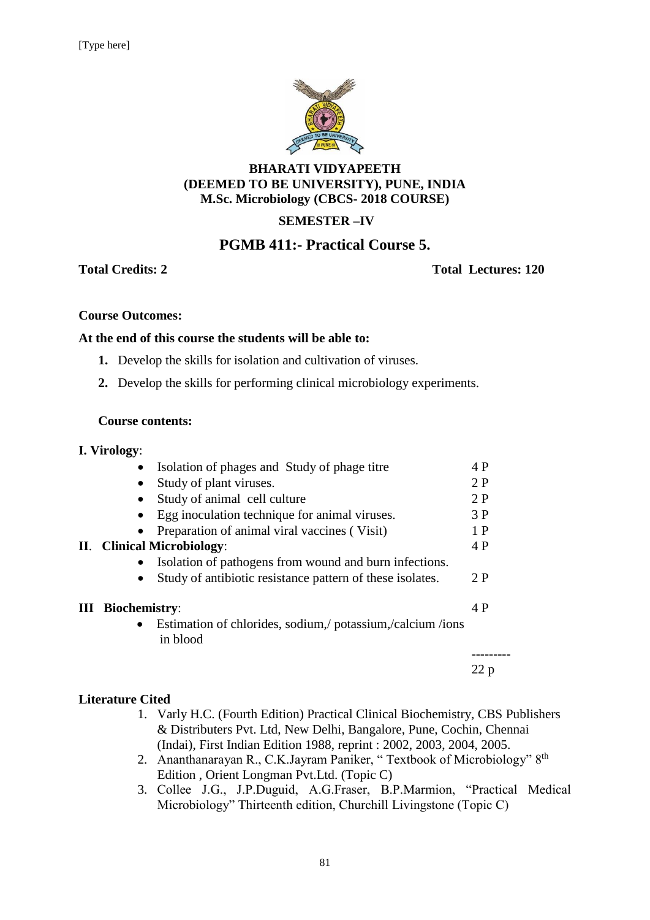[Type here]

**BHARATI VIDYAPEETH**
**(DEEMED TO BE UNIVERSITY), PUNE, INDIA**
**M.Sc. Microbiology (CBCS- 2018 COURSE)**

**SEMESTER –IV**

## PGMB 411:- Practical Course 5.

**Total Credits: 2** **Total Lectures: 120**

**Course Outcomes:**

**At the end of this course the students will be able to:**

1. Develop the skills for isolation and cultivation of viruses.
2. Develop the skills for performing clinical microbiology experiments.

**Course contents:**

**I. Virology**:

- Isolation of phages and Study of phage titre — 4 P
- Study of plant viruses. — 2 P
- Study of animal cell culture — 2 P
- Egg inoculation technique for animal viruses. — 3 P
- Preparation of animal viral vaccines ( Visit) — 1 P

**II. Clinical Microbiology**: — 4 P

- Isolation of pathogens from wound and burn infections.
- Study of antibiotic resistance pattern of these isolates. — 2 P

**III Biochemistry**: — 4 P

- Estimation of chlorides, sodium,/ potassium,/calcium /ions in blood

---------
22 p

**Literature Cited**

1. Varly H.C. (Fourth Edition) Practical Clinical Biochemistry, CBS Publishers & Distributers Pvt. Ltd, New Delhi, Bangalore, Pune, Cochin, Chennai (Indai), First Indian Edition 1988, reprint : 2002, 2003, 2004, 2005.
2. Ananthanarayan R., C.K.Jayram Paniker, " Textbook of Microbiology" 8th Edition , Orient Longman Pvt.Ltd. (Topic C)
3. Collee J.G., J.P.Duguid, A.G.Fraser, B.P.Marmion, "Practical Medical Microbiology" Thirteenth edition, Churchill Livingstone (Topic C)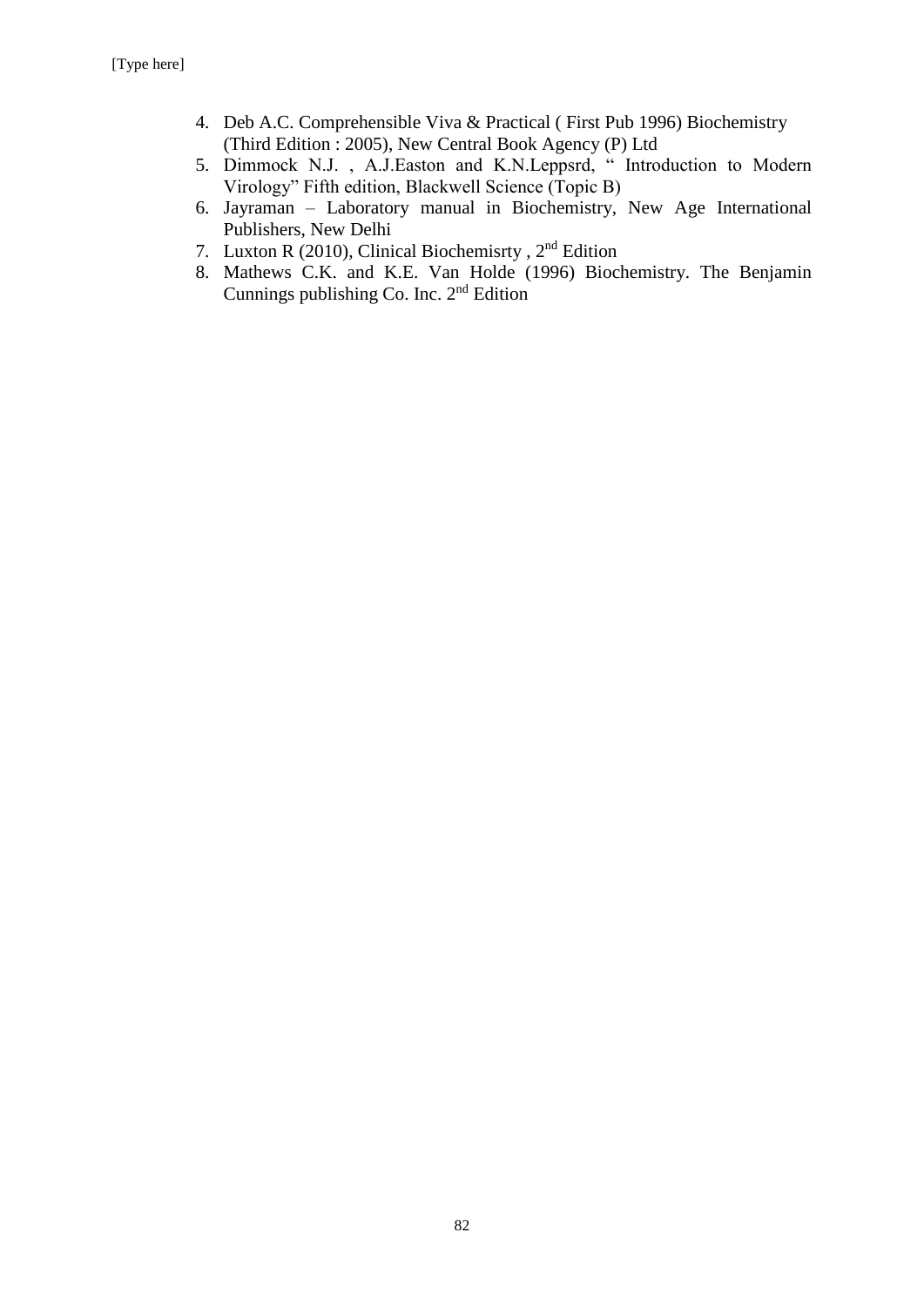4. Deb A.C. Comprehensible Viva & Practical ( First Pub 1996) Biochemistry (Third Edition : 2005), New Central Book Agency (P) Ltd
5. Dimmock N.J. , A.J.Easton and K.N.Leppsrd, " Introduction to Modern Virology" Fifth edition, Blackwell Science (Topic B)
6. Jayraman – Laboratory manual in Biochemistry, New Age International Publishers, New Delhi
7. Luxton R (2010), Clinical Biochemisrty , 2nd Edition
8. Mathews C.K. and K.E. Van Holde (1996) Biochemistry. The Benjamin Cunnings publishing Co. Inc. 2nd Edition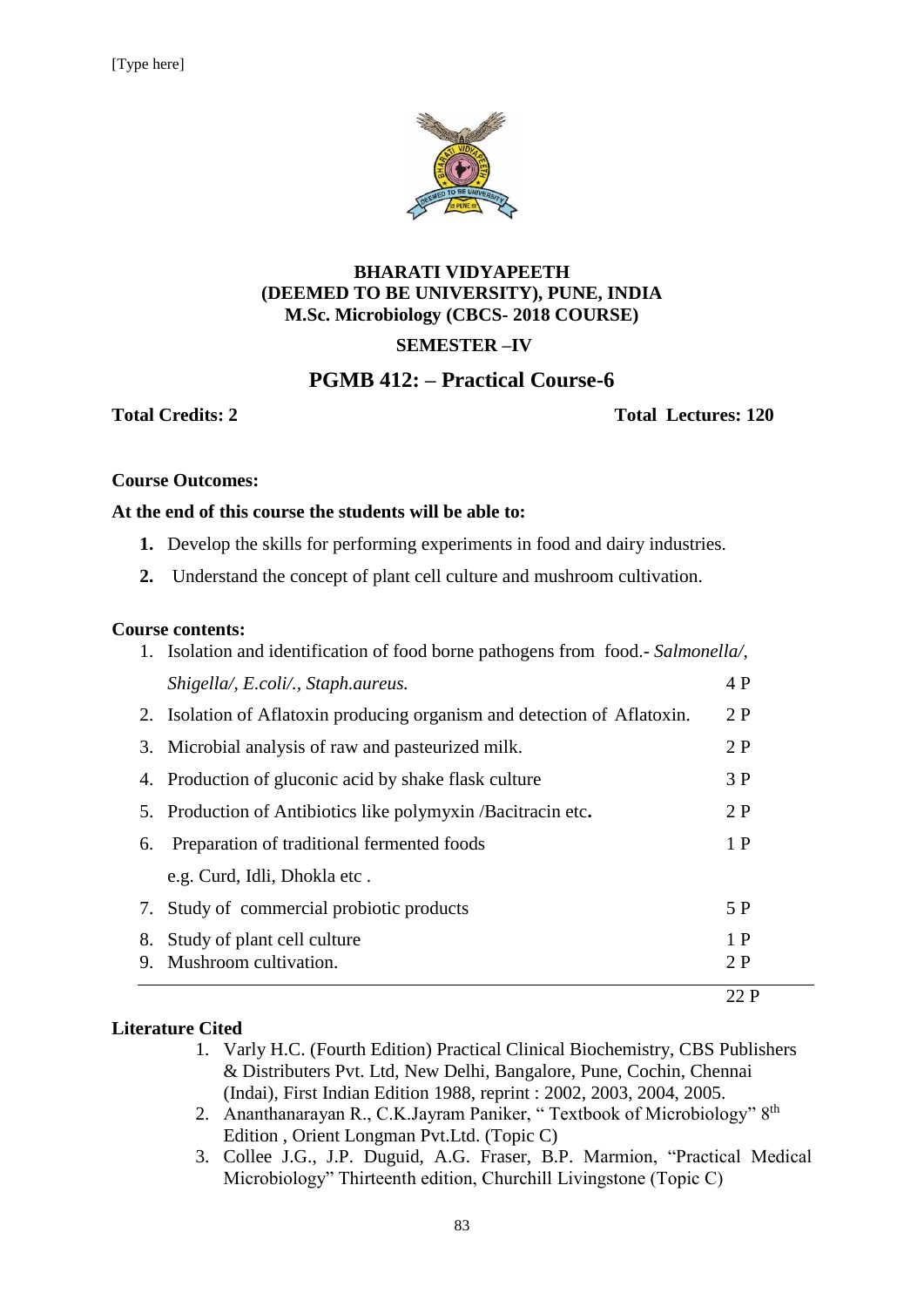**BHARATI VIDYAPEETH**
**(DEEMED TO BE UNIVERSITY), PUNE, INDIA**
**M.Sc. Microbiology (CBCS- 2018 COURSE)**

**SEMESTER –IV**

# PGMB 412: – Practical Course-6

**Total Credits: 2** **Total Lectures: 120**

**Course Outcomes:**

**At the end of this course the students will be able to:**

1. Develop the skills for performing experiments in food and dairy industries.
2. Understand the concept of plant cell culture and mushroom cultivation.

**Course contents:**

| | | |
|---|---|---|
| 1. | Isolation and identification of food borne pathogens from food.- *Salmonella/, Shigella/, E.coli/., Staph.aureus.* | 4 P |
| 2. | Isolation of Aflatoxin producing organism and detection of Aflatoxin. | 2 P |
| 3. | Microbial analysis of raw and pasteurized milk. | 2 P |
| 4. | Production of gluconic acid by shake flask culture | 3 P |
| 5. | Production of Antibiotics like polymyxin /Bacitracin etc**.** | 2 P |
| 6. | Preparation of traditional fermented foods e.g. Curd, Idli, Dhokla etc . | 1 P |
| 7. | Study of commercial probiotic products | 5 P |
| 8. | Study of plant cell culture | 1 P |
| 9. | Mushroom cultivation. | 2 P |
| | | 22 P |

**Literature Cited**

1. Varly H.C. (Fourth Edition) Practical Clinical Biochemistry, CBS Publishers & Distributers Pvt. Ltd, New Delhi, Bangalore, Pune, Cochin, Chennai (Indai), First Indian Edition 1988, reprint : 2002, 2003, 2004, 2005.
2. Ananthanarayan R., C.K.Jayram Paniker, " Textbook of Microbiology" 8th Edition , Orient Longman Pvt.Ltd. (Topic C)
3. Collee J.G., J.P. Duguid, A.G. Fraser, B.P. Marmion, "Practical Medical Microbiology" Thirteenth edition, Churchill Livingstone (Topic C)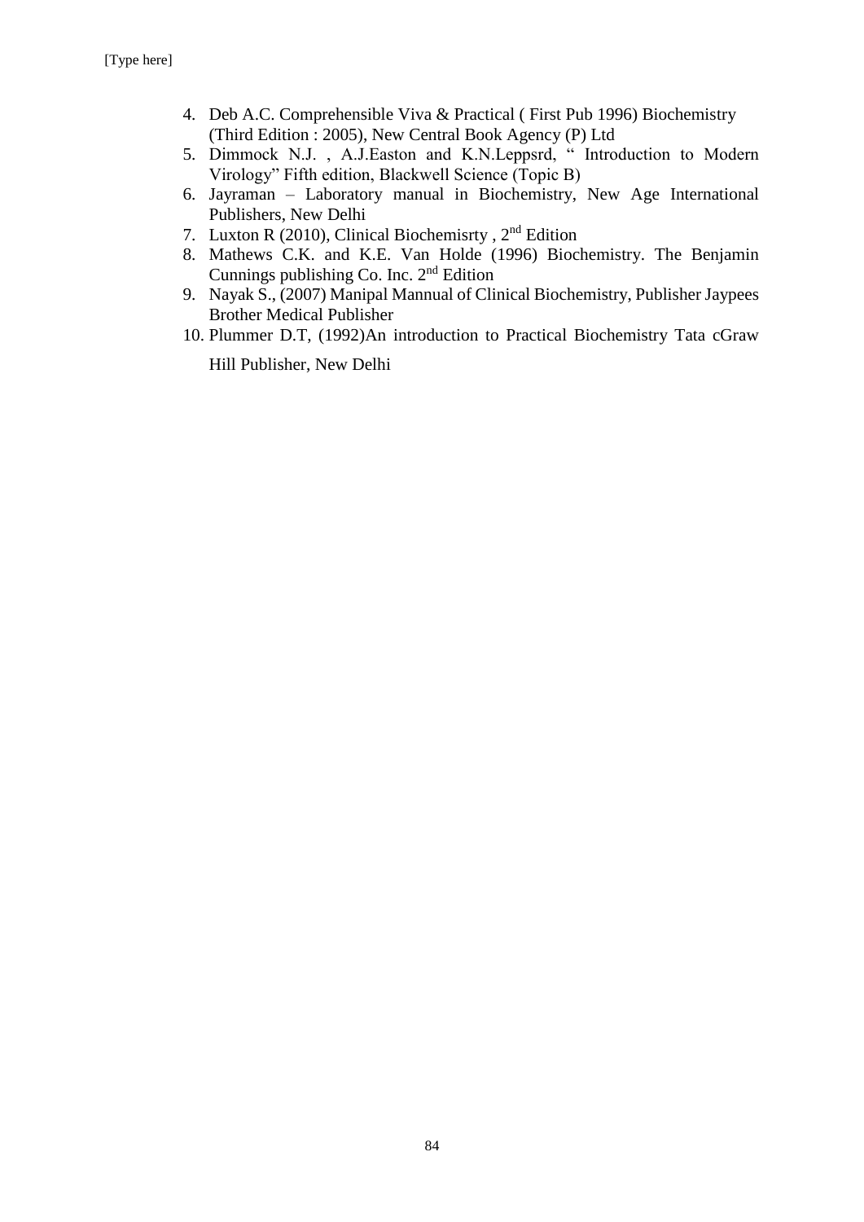4. Deb A.C. Comprehensible Viva & Practical ( First Pub 1996) Biochemistry (Third Edition : 2005), New Central Book Agency (P) Ltd
5. Dimmock N.J. , A.J.Easton and K.N.Leppsrd, " Introduction to Modern Virology" Fifth edition, Blackwell Science (Topic B)
6. Jayraman – Laboratory manual in Biochemistry, New Age International Publishers, New Delhi
7. Luxton R (2010), Clinical Biochemisrty , 2nd Edition
8. Mathews C.K. and K.E. Van Holde (1996) Biochemistry. The Benjamin Cunnings publishing Co. Inc. 2nd Edition
9. Nayak S., (2007) Manipal Mannual of Clinical Biochemistry, Publisher Jaypees Brother Medical Publisher
10. Plummer D.T, (1992)An introduction to Practical Biochemistry Tata cGraw Hill Publisher, New Delhi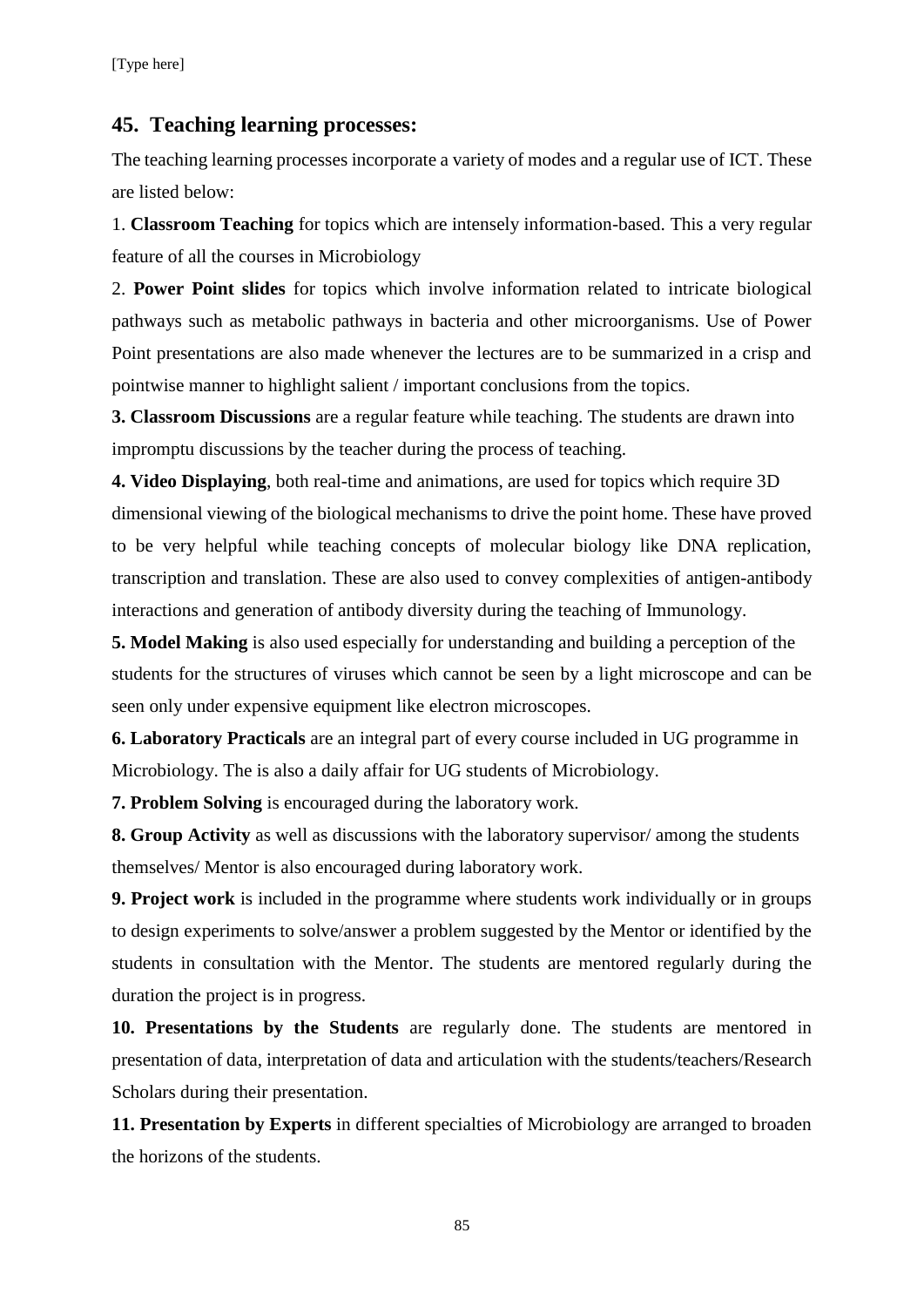## 45. Teaching learning processes:

The teaching learning processes incorporate a variety of modes and a regular use of ICT. These are listed below:

1. **Classroom Teaching** for topics which are intensely information-based. This a very regular feature of all the courses in Microbiology

2. **Power Point slides** for topics which involve information related to intricate biological pathways such as metabolic pathways in bacteria and other microorganisms. Use of Power Point presentations are also made whenever the lectures are to be summarized in a crisp and pointwise manner to highlight salient / important conclusions from the topics.

**3. Classroom Discussions** are a regular feature while teaching. The students are drawn into impromptu discussions by the teacher during the process of teaching.

**4. Video Displaying**, both real-time and animations, are used for topics which require 3D dimensional viewing of the biological mechanisms to drive the point home. These have proved to be very helpful while teaching concepts of molecular biology like DNA replication, transcription and translation. These are also used to convey complexities of antigen-antibody interactions and generation of antibody diversity during the teaching of Immunology.

**5. Model Making** is also used especially for understanding and building a perception of the students for the structures of viruses which cannot be seen by a light microscope and can be seen only under expensive equipment like electron microscopes.

**6. Laboratory Practicals** are an integral part of every course included in UG programme in Microbiology. The is also a daily affair for UG students of Microbiology.

**7. Problem Solving** is encouraged during the laboratory work.

**8. Group Activity** as well as discussions with the laboratory supervisor/ among the students themselves/ Mentor is also encouraged during laboratory work.

**9. Project work** is included in the programme where students work individually or in groups to design experiments to solve/answer a problem suggested by the Mentor or identified by the students in consultation with the Mentor. The students are mentored regularly during the duration the project is in progress.

**10. Presentations by the Students** are regularly done. The students are mentored in presentation of data, interpretation of data and articulation with the students/teachers/Research Scholars during their presentation.

**11. Presentation by Experts** in different specialties of Microbiology are arranged to broaden the horizons of the students.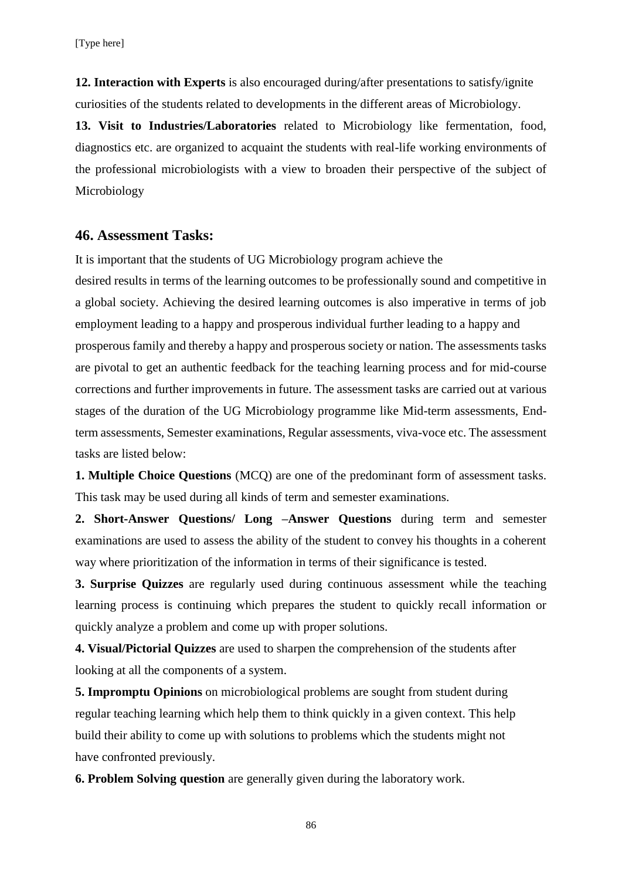**12. Interaction with Experts** is also encouraged during/after presentations to satisfy/ignite curiosities of the students related to developments in the different areas of Microbiology.

**13. Visit to Industries/Laboratories** related to Microbiology like fermentation, food, diagnostics etc. are organized to acquaint the students with real-life working environments of the professional microbiologists with a view to broaden their perspective of the subject of Microbiology

## 46. Assessment Tasks:

It is important that the students of UG Microbiology program achieve the desired results in terms of the learning outcomes to be professionally sound and competitive in a global society. Achieving the desired learning outcomes is also imperative in terms of job employment leading to a happy and prosperous individual further leading to a happy and prosperous family and thereby a happy and prosperous society or nation. The assessments tasks are pivotal to get an authentic feedback for the teaching learning process and for mid-course corrections and further improvements in future. The assessment tasks are carried out at various stages of the duration of the UG Microbiology programme like Mid-term assessments, End-term assessments, Semester examinations, Regular assessments, viva-voce etc. The assessment tasks are listed below:

**1. Multiple Choice Questions** (MCQ) are one of the predominant form of assessment tasks. This task may be used during all kinds of term and semester examinations.

**2. Short-Answer Questions/ Long –Answer Questions** during term and semester examinations are used to assess the ability of the student to convey his thoughts in a coherent way where prioritization of the information in terms of their significance is tested.

**3. Surprise Quizzes** are regularly used during continuous assessment while the teaching learning process is continuing which prepares the student to quickly recall information or quickly analyze a problem and come up with proper solutions.

**4. Visual/Pictorial Quizzes** are used to sharpen the comprehension of the students after looking at all the components of a system.

**5. Impromptu Opinions** on microbiological problems are sought from student during regular teaching learning which help them to think quickly in a given context. This help build their ability to come up with solutions to problems which the students might not have confronted previously.

**6. Problem Solving question** are generally given during the laboratory work.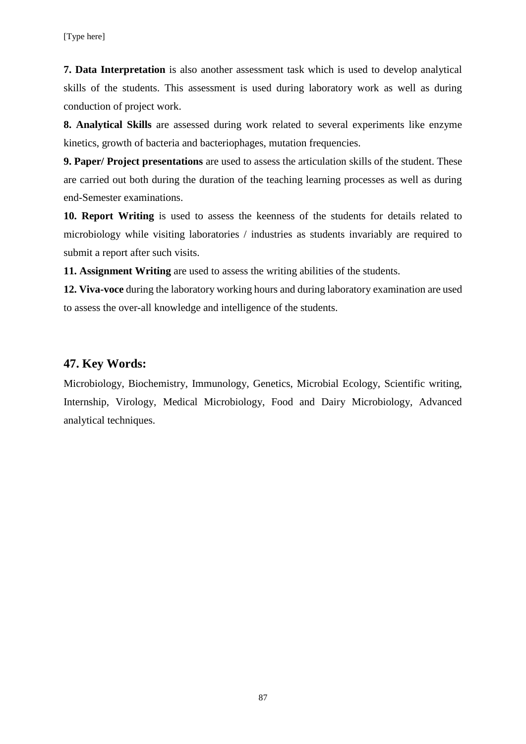**7. Data Interpretation** is also another assessment task which is used to develop analytical skills of the students. This assessment is used during laboratory work as well as during conduction of project work.

**8. Analytical Skills** are assessed during work related to several experiments like enzyme kinetics, growth of bacteria and bacteriophages, mutation frequencies.

**9. Paper/ Project presentations** are used to assess the articulation skills of the student. These are carried out both during the duration of the teaching learning processes as well as during end-Semester examinations.

**10. Report Writing** is used to assess the keenness of the students for details related to microbiology while visiting laboratories / industries as students invariably are required to submit a report after such visits.

**11. Assignment Writing** are used to assess the writing abilities of the students.

**12. Viva-voce** during the laboratory working hours and during laboratory examination are used to assess the over-all knowledge and intelligence of the students.

## 47. Key Words:

Microbiology, Biochemistry, Immunology, Genetics, Microbial Ecology, Scientific writing, Internship, Virology, Medical Microbiology, Food and Dairy Microbiology, Advanced analytical techniques.